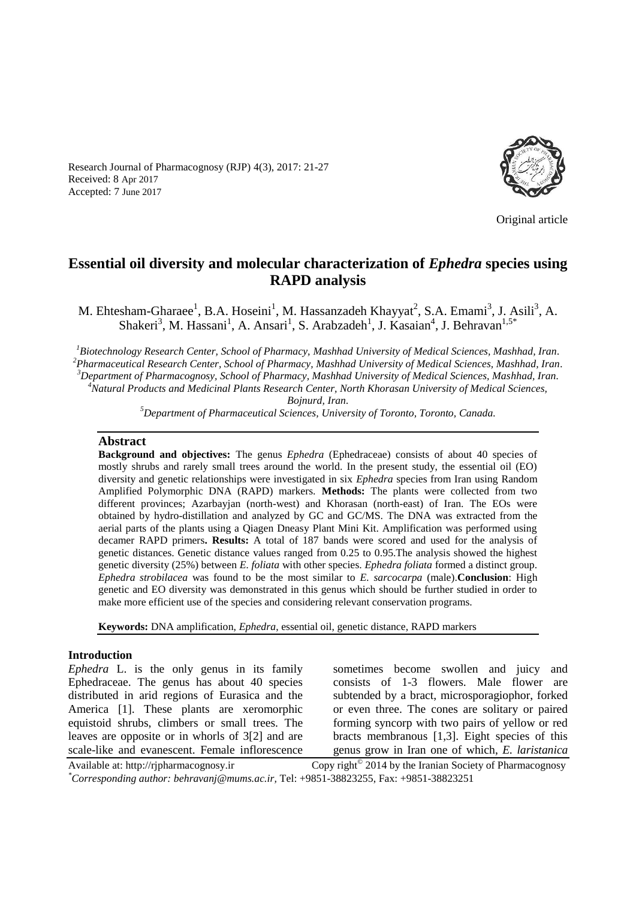Research Journal of Pharmacognosy (RJP) 4(3), 2017: 21-27
Received: 8 Apr 2017
Accepted: 7 June 2017

Original article

# Essential oil diversity and molecular characterization of *Ephedra* species using RAPD analysis

M. Ehtesham-Gharaee[1], B.A. Hoseini[1], M. Hassanzadeh Khayyat[2], S.A. Emami[3], J. Asili[3], A. Shakeri[3], M. Hassani[1], A. Ansari[1], S. Arabzadeh[1], J. Kasaian[4], J. Behravan[1,5*]

*[1]Biotechnology Research Center, School of Pharmacy, Mashhad University of Medical Sciences, Mashhad, Iran.*
*[2]Pharmaceutical Research Center, School of Pharmacy, Mashhad University of Medical Sciences, Mashhad, Iran.*
*[3]Department of Pharmacognosy, School of Pharmacy, Mashhad University of Medical Sciences, Mashhad, Iran.*
*[4]Natural Products and Medicinal Plants Research Center, North Khorasan University of Medical Sciences, Bojnurd, Iran.*
*[5]Department of Pharmaceutical Sciences, University of Toronto, Toronto, Canada.*

## Abstract

**Background and objectives:** The genus *Ephedra* (Ephedraceae) consists of about 40 species of mostly shrubs and rarely small trees around the world. In the present study, the essential oil (EO) diversity and genetic relationships were investigated in six *Ephedra* species from Iran using Random Amplified Polymorphic DNA (RAPD) markers. **Methods:** The plants were collected from two different provinces; Azarbayjan (north-west) and Khorasan (north-east) of Iran. The EOs were obtained by hydro-distillation and analyzed by GC and GC/MS. The DNA was extracted from the aerial parts of the plants using a Qiagen Dneasy Plant Mini Kit. Amplification was performed using decamer RAPD primers**. Results:** A total of 187 bands were scored and used for the analysis of genetic distances. Genetic distance values ranged from 0.25 to 0.95.The analysis showed the highest genetic diversity (25%) between *E. foliata* with other species. *Ephedra foliata* formed a distinct group. *Ephedra strobilacea* was found to be the most similar to *E. sarcocarpa* (male).**Conclusion**: High genetic and EO diversity was demonstrated in this genus which should be further studied in order to make more efficient use of the species and considering relevant conservation programs.

**Keywords:** DNA amplification, *Ephedra*, essential oil, genetic distance, RAPD markers

## Introduction

*Ephedra* L. is the only genus in its family Ephedraceae. The genus has about 40 species distributed in arid regions of Eurasica and the America [1]. These plants are xeromorphic equistoid shrubs, climbers or small trees. The leaves are opposite or in whorls of 3[2] and are scale-like and evanescent. Female inflorescence sometimes become swollen and juicy and consists of 1-3 flowers. Male flower are subtended by a bract, microsporagiophor, forked or even three. The cones are solitary or paired forming syncorp with two pairs of yellow or red bracts membranous [1,3]. Eight species of this genus grow in Iran one of which, *E. laristanica*

Available at: http://rjpharmacognosy.ir Copy right© 2014 by the Iranian Society of Pharmacognosy

*Corresponding author: behravanj@mums.ac.ir, Tel: +9851-38823255, Fax: +9851-38823251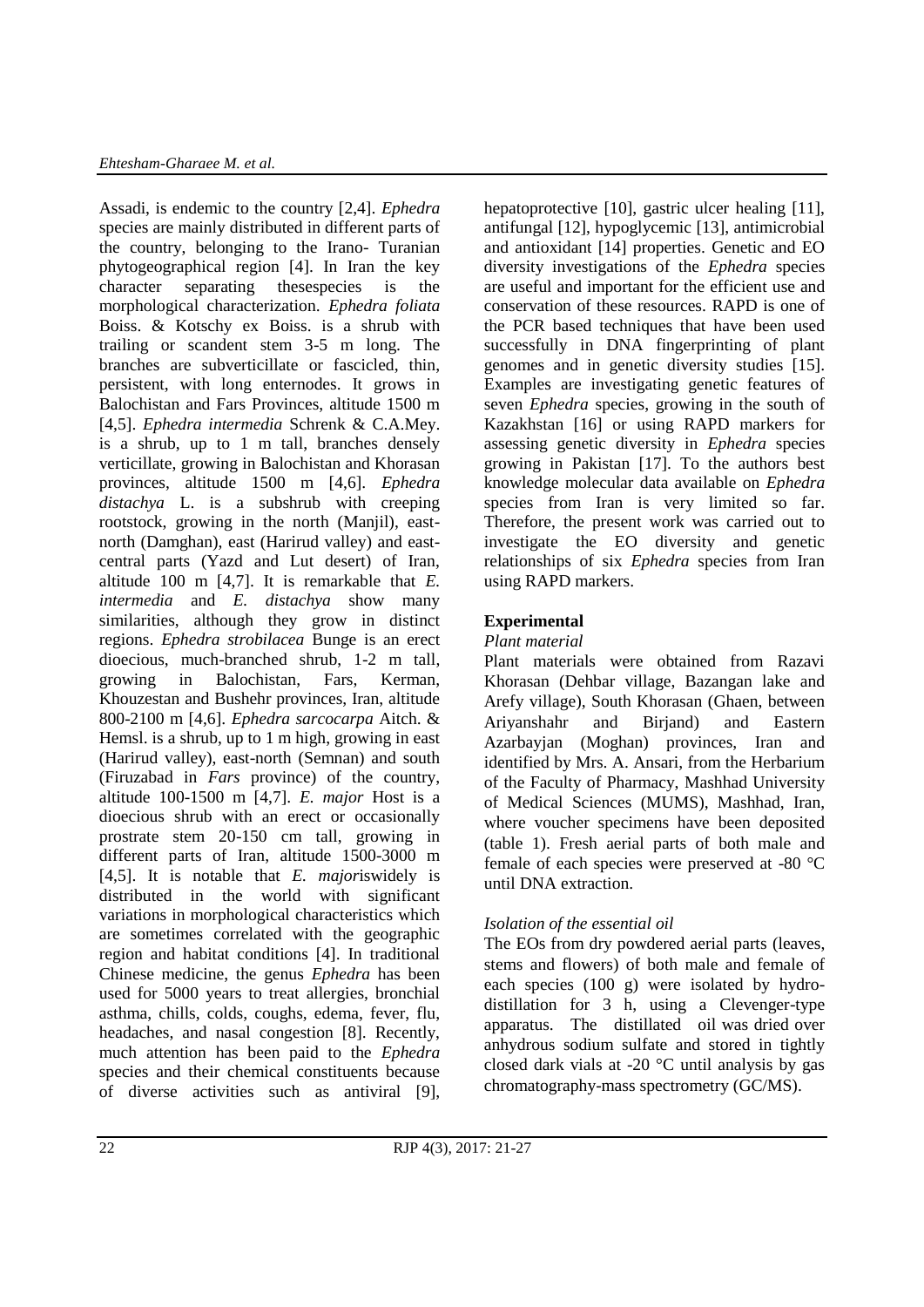Assadi, is endemic to the country [2,4]. *Ephedra* species are mainly distributed in different parts of the country, belonging to the Irano- Turanian phytogeographical region [4]. In Iran the key character separating thesespecies is the morphological characterization. *Ephedra foliata* Boiss. & Kotschy ex Boiss. is a shrub with trailing or scandent stem 3-5 m long. The branches are subverticillate or fascicled, thin, persistent, with long enternodes. It grows in Balochistan and Fars Provinces, altitude 1500 m [4,5]. *Ephedra intermedia* Schrenk & C.A.Mey. is a shrub, up to 1 m tall, branches densely verticillate, growing in Balochistan and Khorasan provinces, altitude 1500 m [4,6]. *Ephedra distachya* L. is a subshrub with creeping rootstock, growing in the north (Manjil), east-north (Damghan), east (Harirud valley) and east-central parts (Yazd and Lut desert) of Iran, altitude 100 m [4,7]. It is remarkable that *E. intermedia* and *E. distachya* show many similarities, although they grow in distinct regions. *Ephedra strobilacea* Bunge is an erect dioecious, much-branched shrub, 1-2 m tall, growing in Balochistan, Fars, Kerman, Khouzestan and Bushehr provinces, Iran, altitude 800-2100 m [4,6]. *Ephedra sarcocarpa* Aitch. & Hemsl. is a shrub, up to 1 m high, growing in east (Harirud valley), east-north (Semnan) and south (Firuzabad in *Fars* province) of the country, altitude 100-1500 m [4,7]. *E. major* Host is a dioecious shrub with an erect or occasionally prostrate stem 20-150 cm tall, growing in different parts of Iran, altitude 1500-3000 m [4,5]. It is notable that *E. major*iswidely is distributed in the world with significant variations in morphological characteristics which are sometimes correlated with the geographic region and habitat conditions [4]. In traditional Chinese medicine, the genus *Ephedra* has been used for 5000 years to treat allergies, bronchial asthma, chills, colds, coughs, edema, fever, flu, headaches, and nasal congestion [8]. Recently, much attention has been paid to the *Ephedra* species and their chemical constituents because of diverse activities such as antiviral [9], hepatoprotective [10], gastric ulcer healing [11], antifungal [12], hypoglycemic [13], antimicrobial and antioxidant [14] properties. Genetic and EO diversity investigations of the *Ephedra* species are useful and important for the efficient use and conservation of these resources. RAPD is one of the PCR based techniques that have been used successfully in DNA fingerprinting of plant genomes and in genetic diversity studies [15]. Examples are investigating genetic features of seven *Ephedra* species, growing in the south of Kazakhstan [16] or using RAPD markers for assessing genetic diversity in *Ephedra* species growing in Pakistan [17]. To the authors best knowledge molecular data available on *Ephedra* species from Iran is very limited so far. Therefore, the present work was carried out to investigate the EO diversity and genetic relationships of six *Ephedra* species from Iran using RAPD markers.

## Experimental

### *Plant material*

Plant materials were obtained from Razavi Khorasan (Dehbar village, Bazangan lake and Arefy village), South Khorasan (Ghaen, between Ariyanshahr and Birjand) and Eastern Azarbayjan (Moghan) provinces, Iran and identified by Mrs. A. Ansari, from the Herbarium of the Faculty of Pharmacy, Mashhad University of Medical Sciences (MUMS), Mashhad, Iran, where voucher specimens have been deposited (table 1). Fresh aerial parts of both male and female of each species were preserved at -80 °C until DNA extraction.

### *Isolation of the essential oil*

The EOs from dry powdered aerial parts (leaves, stems and flowers) of both male and female of each species (100 g) were isolated by hydro-distillation for 3 h, using a Clevenger-type apparatus. The distillated oil was dried over anhydrous sodium sulfate and stored in tightly closed dark vials at -20 °C until analysis by gas chromatography-mass spectrometry (GC/MS).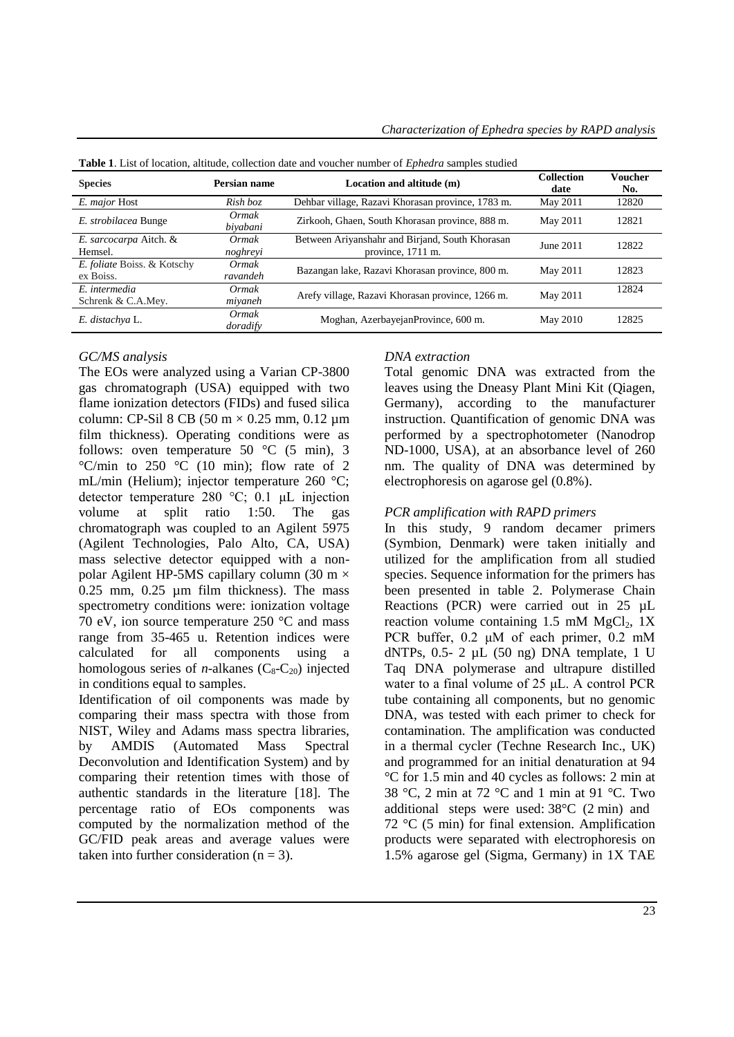**Table 1**. List of location, altitude, collection date and voucher number of *Ephedra* samples studied

| Species | Persian name | Location and altitude (m) | Collection date | Voucher No. |
|---|---|---|---|---|
| *E. major* Host | *Rish boz* | Dehbar village, Razavi Khorasan province, 1783 m. | May 2011 | 12820 |
| *E. strobilacea* Bunge | *Ormak biyabani* | Zirkooh, Ghaen, South Khorasan province, 888 m. | May 2011 | 12821 |
| *E. sarcocarpa* Aitch. & Hemsel. | *Ormak noghreyi* | Between Ariyanshahr and Birjand, South Khorasan province, 1711 m. | June 2011 | 12822 |
| *E. foliate* Boiss. & Kotschy ex Boiss. | *Ormak ravandeh* | Bazangan lake, Razavi Khorasan province, 800 m. | May 2011 | 12823 |
| *E. intermedia* Schrenk & C.A.Mey. | *Ormak miyaneh* | Arefy village, Razavi Khorasan province, 1266 m. | May 2011 | 12824 |
| *E. distachya* L. | *Ormak doradify* | Moghan, AzerbayejanProvince, 600 m. | May 2010 | 12825 |

*GC/MS analysis*

The EOs were analyzed using a Varian CP-3800 gas chromatograph (USA) equipped with two flame ionization detectors (FIDs) and fused silica column: CP-Sil 8 CB (50 m × 0.25 mm, 0.12 µm film thickness). Operating conditions were as follows: oven temperature 50 °C (5 min), 3 °C/min to 250 °C (10 min); flow rate of 2 mL/min (Helium); injector temperature 260 °C; detector temperature 280 °C; 0.1 µL injection volume at split ratio 1:50. The gas chromatograph was coupled to an Agilent 5975 (Agilent Technologies, Palo Alto, CA, USA) mass selective detector equipped with a non-polar Agilent HP-5MS capillary column (30 m × 0.25 mm, 0.25 µm film thickness). The mass spectrometry conditions were: ionization voltage 70 eV, ion source temperature 250 °C and mass range from 35-465 u. Retention indices were calculated for all components using a homologous series of *n*-alkanes ($C_8$-$C_{20}$) injected in conditions equal to samples.

Identification of oil components was made by comparing their mass spectra with those from NIST, Wiley and Adams mass spectra libraries, by AMDIS (Automated Mass Spectral Deconvolution and Identification System) and by comparing their retention times with those of authentic standards in the literature [18]. The percentage ratio of EOs components was computed by the normalization method of the GC/FID peak areas and average values were taken into further consideration ($n = 3$).

*DNA extraction*

Total genomic DNA was extracted from the leaves using the Dneasy Plant Mini Kit (Qiagen, Germany), according to the manufacturer instruction. Quantification of genomic DNA was performed by a spectrophotometer (Nanodrop ND-1000, USA), at an absorbance level of 260 nm. The quality of DNA was determined by electrophoresis on agarose gel (0.8%).

*PCR amplification with RAPD primers*

In this study, 9 random decamer primers (Symbion, Denmark) were taken initially and utilized for the amplification from all studied species. Sequence information for the primers has been presented in table 2. Polymerase Chain Reactions (PCR) were carried out in 25 µL reaction volume containing 1.5 mM $MgCl_2$, 1X PCR buffer, 0.2 µM of each primer, 0.2 mM dNTPs, 0.5- 2 µL (50 ng) DNA template, 1 U Taq DNA polymerase and ultrapure distilled water to a final volume of 25 µL. A control PCR tube containing all components, but no genomic DNA, was tested with each primer to check for contamination. The amplification was conducted in a thermal cycler (Techne Research Inc., UK) and programmed for an initial denaturation at 94 °C for 1.5 min and 40 cycles as follows: 2 min at 38 °C, 2 min at 72 °C and 1 min at 91 °C. Two additional steps were used: 38°C (2 min) and 72 °C (5 min) for final extension. Amplification products were separated with electrophoresis on 1.5% agarose gel (Sigma, Germany) in 1X TAE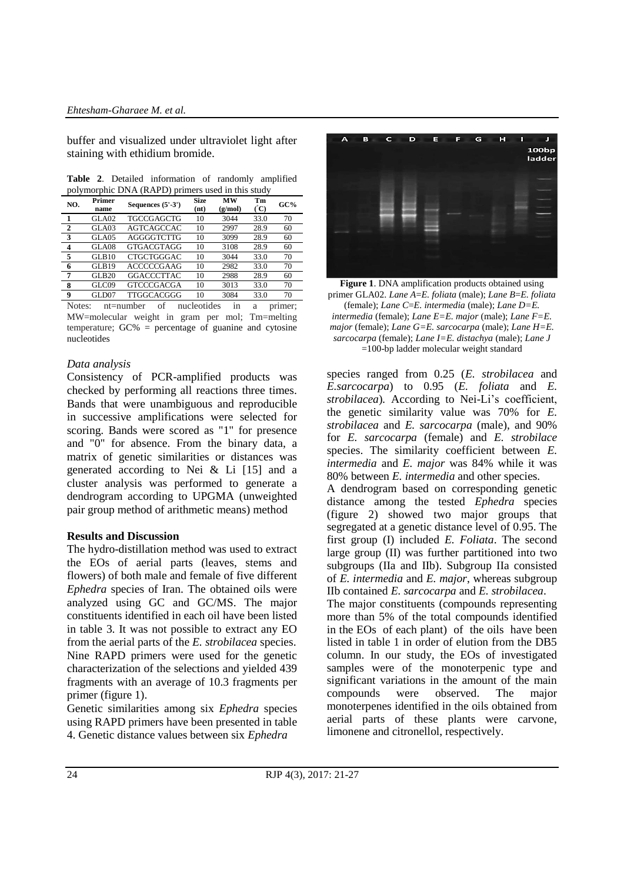buffer and visualized under ultraviolet light after staining with ethidium bromide.

**Table 2**. Detailed information of randomly amplified polymorphic DNA (RAPD) primers used in this study

| NO. | Primer name | Sequences (5'-3') | Size (nt) | MW (g/mol) | Tm (˚C) | GC% |
|---|---|---|---|---|---|---|
| 1 | GLA02 | TGCCGAGCTG | 10 | 3044 | 33.0 | 70 |
| 2 | GLA03 | AGTCAGCCAC | 10 | 2997 | 28.9 | 60 |
| 3 | GLA05 | AGGGGTCTTG | 10 | 3099 | 28.9 | 60 |
| 4 | GLA08 | GTGACGTAGG | 10 | 3108 | 28.9 | 60 |
| 5 | GLB10 | CTGCTGGGAC | 10 | 3044 | 33.0 | 70 |
| 6 | GLB19 | ACCCCCGAAG | 10 | 2982 | 33.0 | 70 |
| 7 | GLB20 | GGACCCTTAC | 10 | 2988 | 28.9 | 60 |
| 8 | GLC09 | GTCCCGACGA | 10 | 3013 | 33.0 | 70 |
| 9 | GLD07 | TTGGCACGGG | 10 | 3084 | 33.0 | 70 |

Notes: nt=number of nucleotides in a primer; MW=molecular weight in gram per mol; Tm=melting temperature; GC% = percentage of guanine and cytosine nucleotides

*Data analysis*

Consistency of PCR-amplified products was checked by performing all reactions three times. Bands that were unambiguous and reproducible in successive amplifications were selected for scoring. Bands were scored as "1" for presence and "0" for absence. From the binary data, a matrix of genetic similarities or distances was generated according to Nei & Li [15] and a cluster analysis was performed to generate a dendrogram according to UPGMA (unweighted pair group method of arithmetic means) method

**Results and Discussion**

The hydro-distillation method was used to extract the EOs of aerial parts (leaves, stems and flowers) of both male and female of five different *Ephedra* species of Iran. The obtained oils were analyzed using GC and GC/MS. The major constituents identified in each oil have been listed in table 3. It was not possible to extract any EO from the aerial parts of the *E. strobilacea* species. Nine RAPD primers were used for the genetic characterization of the selections and yielded 439 fragments with an average of 10.3 fragments per primer (figure 1).

Genetic similarities among six *Ephedra* species using RAPD primers have been presented in table 4. Genetic distance values between six *Ephedra* species ranged from 0.25 (*E. strobilacea* and *E.sarcocarpa*) to 0.95 (*E. foliata* and *E. strobilacea*). According to Nei-Li's coefficient, the genetic similarity value was 70% for *E. strobilacea* and *E. sarcocarpa* (male), and 90% for *E. sarcocarpa* (female) and *E. strobilace* species. The similarity coefficient between *E. intermedia* and *E. major* was 84% while it was 80% between *E. intermedia* and other species.

A dendrogram based on corresponding genetic distance among the tested *Ephedra* species (figure 2) showed two major groups that segregated at a genetic distance level of 0.95. The first group (I) included *E. Foliata*. The second large group (II) was further partitioned into two subgroups (IIa and IIb). Subgroup IIa consisted of *E. intermedia* and *E. major*, whereas subgroup IIb contained *E. sarcocarpa* and *E. strobilacea*.

The major constituents (compounds representing more than 5% of the total compounds identified in the EOs of each plant) of the oils have been listed in table 1 in order of elution from the DB5 column. In our study, the EOs of investigated samples were of the monoterpenic type and significant variations in the amount of the main compounds were observed. The major monoterpenes identified in the oils obtained from aerial parts of these plants were carvone, limonene and citronellol, respectively.

A B C D E F G H I J
100bp ladder

**Figure 1**. DNA amplification products obtained using primer GLA02. *Lane A=E. foliata* (male); *Lane B=E. foliata* (female); *Lane C=E. intermedia* (male); *Lane D=E. intermedia* (female); *Lane E=E. major* (male); *Lane F=E. major* (female); *Lane G=E. sarcocarpa* (male); *Lane H=E. sarcocarpa* (female); *Lane I=E. distachya* (male); *Lane J* =100-bp ladder molecular weight standard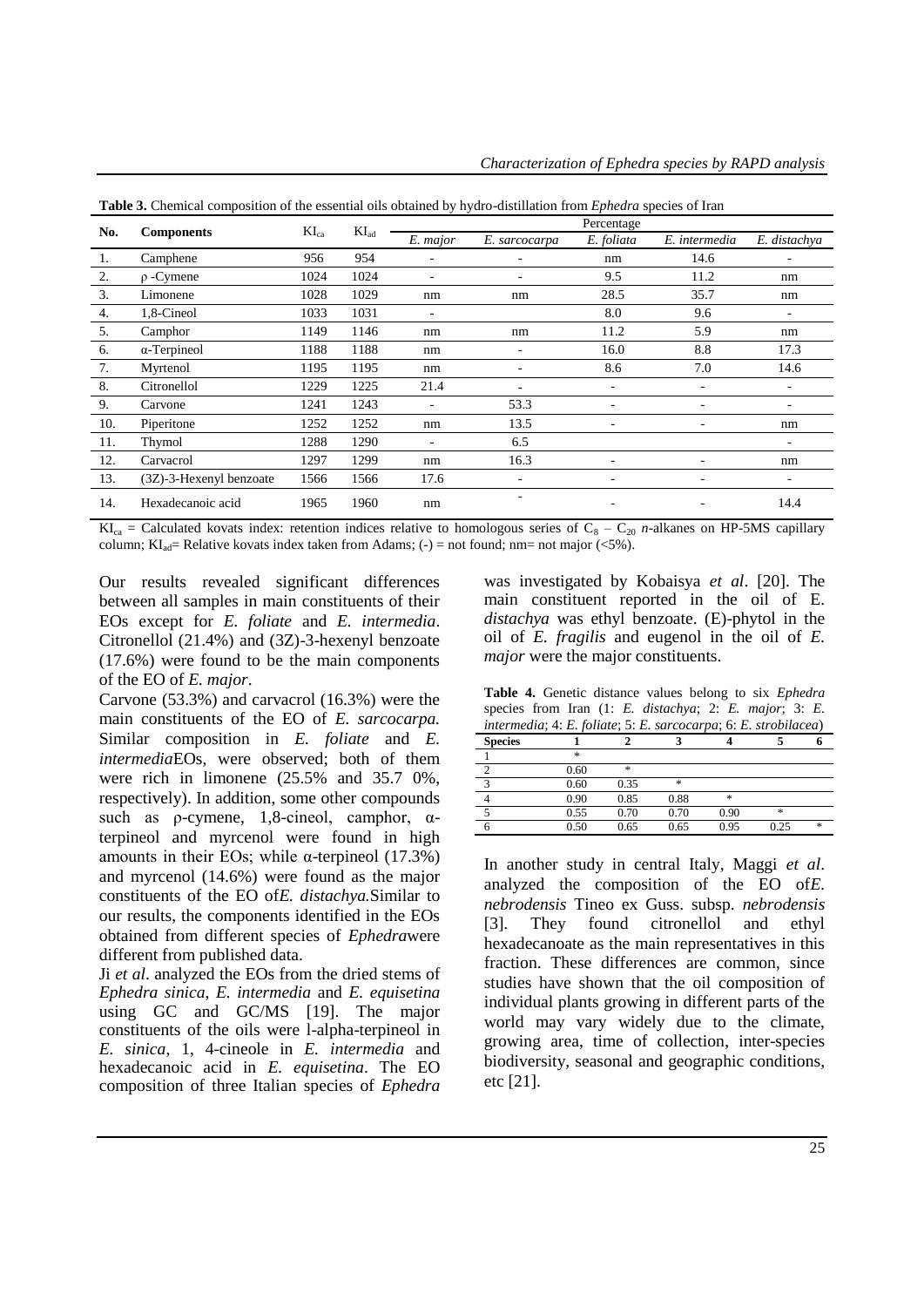**Table 3.** Chemical composition of the essential oils obtained by hydro-distillation from *Ephedra* species of Iran

| No. | Components | $KI_{ca}$ | $KI_{ad}$ | Percentage | | | | |
|---|---|---|---|---|---|---|---|---|
| | | | | *E. major* | *E. sarcocarpa* | *E. foliata* | *E. intermedia* | *E. distachya* |
| 1. | Camphene | 956 | 954 | - | - | nm | 14.6 | - |
| 2. | ρ -Cymene | 1024 | 1024 | - | - | 9.5 | 11.2 | nm |
| 3. | Limonene | 1028 | 1029 | nm | nm | 28.5 | 35.7 | nm |
| 4. | 1,8-Cineol | 1033 | 1031 | - | | 8.0 | 9.6 | - |
| 5. | Camphor | 1149 | 1146 | nm | nm | 11.2 | 5.9 | nm |
| 6. | α-Terpineol | 1188 | 1188 | nm | - | 16.0 | 8.8 | 17.3 |
| 7. | Myrtenol | 1195 | 1195 | nm | - | 8.6 | 7.0 | 14.6 |
| 8. | Citronellol | 1229 | 1225 | 21.4 | - | - | - | - |
| 9. | Carvone | 1241 | 1243 | - | 53.3 | - | - | - |
| 10. | Piperitone | 1252 | 1252 | nm | 13.5 | - | - | nm |
| 11. | Thymol | 1288 | 1290 | - | 6.5 | | | - |
| 12. | Carvacrol | 1297 | 1299 | nm | 16.3 | - | - | nm |
| 13. | (3Z)-3-Hexenyl benzoate | 1566 | 1566 | 17.6 | - | - | - | - |
| 14. | Hexadecanoic acid | 1965 | 1960 | nm | - | - | - | 14.4 |

$KI_{ca}$ = Calculated kovats index: retention indices relative to homologous series of $C_8$ – $C_{20}$ *n*-alkanes on HP-5MS capillary column; $KI_{ad}$= Relative kovats index taken from Adams; (-) = not found; nm= not major (<5%).

Our results revealed significant differences between all samples in main constituents of their EOs except for *E. foliate* and *E. intermedia*. Citronellol (21.4%) and (3Z)-3-hexenyl benzoate (17.6%) were found to be the main components of the EO of *E. major*.

Carvone (53.3%) and carvacrol (16.3%) were the main constituents of the EO of *E. sarcocarpa.* Similar composition in *E. foliate* and *E. intermedia*EOs, were observed; both of them were rich in limonene (25.5% and 35.7 0%, respectively). In addition, some other compounds such as ρ-cymene, 1,8-cineol, camphor, α-terpineol and myrcenol were found in high amounts in their EOs; while α-terpineol (17.3%) and myrcenol (14.6%) were found as the major constituents of the EO of*E. distachya.*Similar to our results, the components identified in the EOs obtained from different species of *Ephedra*were different from published data.

Ji *et al*. analyzed the EOs from the dried stems of *Ephedra sinica*, *E. intermedia* and *E. equisetina* using GC and GC/MS [19]. The major constituents of the oils were l-alpha-terpineol in *E. sinica*, 1, 4-cineole in *E. intermedia* and hexadecanoic acid in *E. equisetina*. The EO composition of three Italian species of *Ephedra* was investigated by Kobaisya *et al*. [20]. The main constituent reported in the oil of E. *distachya* was ethyl benzoate. (E)-phytol in the oil of *E. fragilis* and eugenol in the oil of *E. major* were the major constituents.

**Table 4.** Genetic distance values belong to six *Ephedra* species from Iran (1: *E. distachya*; 2: *E. major*; 3: *E. intermedia*; 4: *E. foliate*; 5: *E. sarcocarpa*; 6: *E. strobilacea*)

| Species | 1 | 2 | 3 | 4 | 5 | 6 |
|---|---|---|---|---|---|---|
| 1 | * | | | | | |
| 2 | 0.60 | * | | | | |
| 3 | 0.60 | 0.35 | * | | | |
| 4 | 0.90 | 0.85 | 0.88 | * | | |
| 5 | 0.55 | 0.70 | 0.70 | 0.90 | * | |
| 6 | 0.50 | 0.65 | 0.65 | 0.95 | 0.25 | * |

In another study in central Italy, Maggi *et al*. analyzed the composition of the EO of*E. nebrodensis* Tineo ex Guss. subsp. *nebrodensis* [3]. They found citronellol and ethyl hexadecanoate as the main representatives in this fraction. These differences are common, since studies have shown that the oil composition of individual plants growing in different parts of the world may vary widely due to the climate, growing area, time of collection, inter-species biodiversity, seasonal and geographic conditions, etc [21].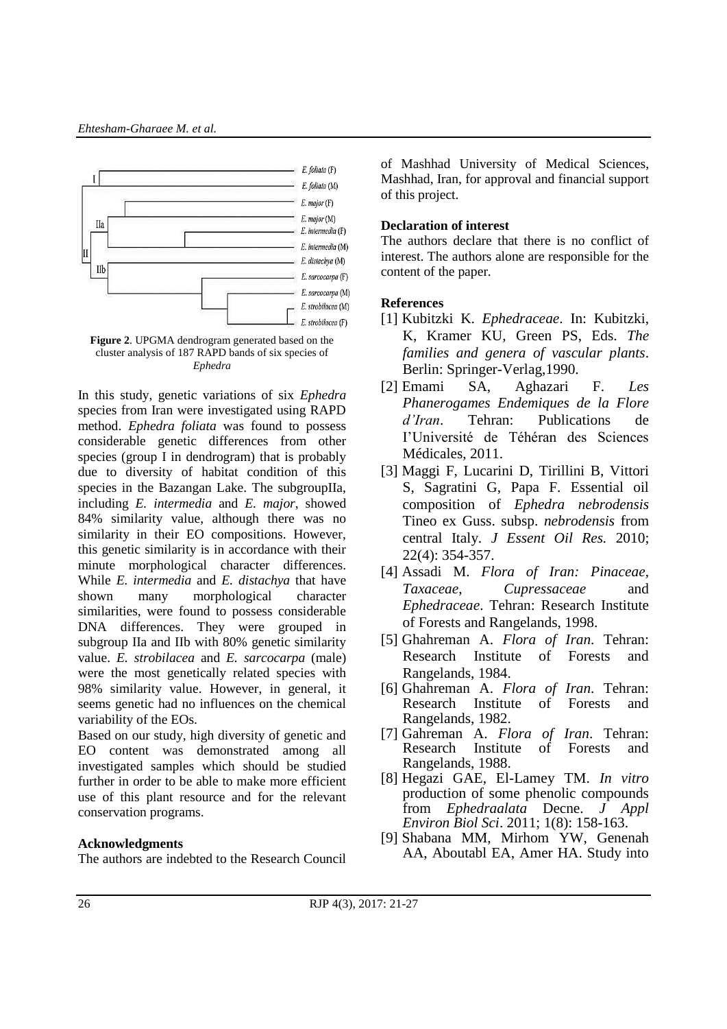I

IIa

II

IIb

E. foliata (F)

E. foliata (M)

E. major (F)

E. major (M)

E. intermedia (F)

E. intermedia (M)

E. distachya (M)

E. sarcocarpa (F)

E. sarcocarpa (M)

E. strobilacea (M)

E. strobilacea (F)

**Figure 2**. UPGMA dendrogram generated based on the cluster analysis of 187 RAPD bands of six species of *Ephedra*

In this study, genetic variations of six *Ephedra* species from Iran were investigated using RAPD method. *Ephedra foliata* was found to possess considerable genetic differences from other species (group I in dendrogram) that is probably due to diversity of habitat condition of this species in the Bazangan Lake. The subgroupIIa, including *E. intermedia* and *E. major*, showed 84% similarity value, although there was no similarity in their EO compositions. However, this genetic similarity is in accordance with their minute morphological character differences. While *E. intermedia* and *E. distachya* that have shown many morphological character similarities, were found to possess considerable DNA differences. They were grouped in subgroup IIa and IIb with 80% genetic similarity value. *E. strobilacea* and *E. sarcocarpa* (male) were the most genetically related species with 98% similarity value. However, in general, it seems genetic had no influences on the chemical variability of the EOs.

Based on our study, high diversity of genetic and EO content was demonstrated among all investigated samples which should be studied further in order to be able to make more efficient use of this plant resource and for the relevant conservation programs.

#### Acknowledgments

The authors are indebted to the Research Council of Mashhad University of Medical Sciences, Mashhad, Iran, for approval and financial support of this project.

#### Declaration of interest

The authors declare that there is no conflict of interest. The authors alone are responsible for the content of the paper.

#### References

[1] Kubitzki K. *Ephedraceae*. In: Kubitzki, K, Kramer KU, Green PS, Eds. *The families and genera of vascular plants*. Berlin: Springer-Verlag,1990.

[2] Emami SA, Aghazari F. *Les Phanerogames Endemiques de la Flore d'Iran*. Tehran: Publications de I'Université de Téhéran des Sciences Médicales, 2011.

[3] Maggi F, Lucarini D, Tirillini B, Vittori S, Sagratini G, Papa F. Essential oil composition of *Ephedra nebrodensis* Tineo ex Guss. subsp. *nebrodensis* from central Italy. *J Essent Oil Res.* 2010; 22(4): 354-357.

[4] Assadi M. *Flora of Iran: Pinaceae, Taxaceae, Cupressaceae* and *Ephedraceae*. Tehran: Research Institute of Forests and Rangelands, 1998.

[5] Ghahreman A. *Flora of Iran*. Tehran: Research Institute of Forests and Rangelands, 1984.

[6] Ghahreman A. *Flora of Iran*. Tehran: Research Institute of Forests and Rangelands, 1982.

[7] Gahreman A. *Flora of Iran*. Tehran: Research Institute of Forests and Rangelands, 1988.

[8] Hegazi GAE, El-Lamey TM. *In vitro* production of some phenolic compounds from *Ephedraalata* Decne. *J Appl Environ Biol Sci*. 2011; 1(8): 158-163.

[9] Shabana MM, Mirhom YW, Genenah AA, Aboutabl EA, Amer HA. Study into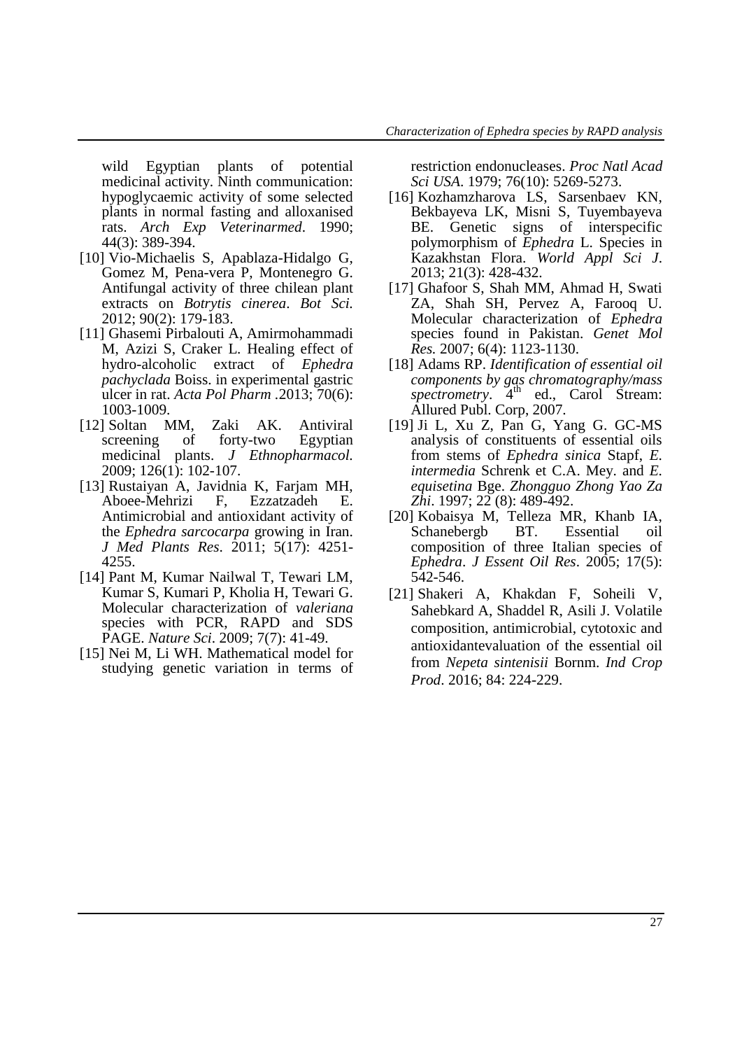wild Egyptian plants of potential medicinal activity. Ninth communication: hypoglycaemic activity of some selected plants in normal fasting and alloxanised rats. *Arch Exp Veterinarmed*. 1990; 44(3): 389-394.

[10] Vio-Michaelis S, Apablaza-Hidalgo G, Gomez M, Pena-vera P, Montenegro G. Antifungal activity of three chilean plant extracts on *Botrytis cinerea*. *Bot Sci.* 2012; 90(2): 179-183.

[11] Ghasemi Pirbalouti A, Amirmohammadi M, Azizi S, Craker L. Healing effect of hydro-alcoholic extract of *Ephedra pachyclada* Boiss. in experimental gastric ulcer in rat. *Acta Pol Pharm* .2013; 70(6): 1003-1009.

[12] Soltan MM, Zaki AK. Antiviral screening of forty-two Egyptian medicinal plants. *J Ethnopharmacol.* 2009; 126(1): 102-107.

[13] Rustaiyan A, Javidnia K, Farjam MH, Aboee-Mehrizi F, Ezzatzadeh E. Antimicrobial and antioxidant activity of the *Ephedra sarcocarpa* growing in Iran. *J Med Plants Res*. 2011; 5(17): 4251-4255.

[14] Pant M, Kumar Nailwal T, Tewari LM, Kumar S, Kumari P, Kholia H, Tewari G. Molecular characterization of *valeriana* species with PCR, RAPD and SDS PAGE. *Nature Sci*. 2009; 7(7): 41-49.

[15] Nei M, Li WH. Mathematical model for studying genetic variation in terms of restriction endonucleases. *Proc Natl Acad Sci USA*. 1979; 76(10): 5269-5273.

[16] Kozhamzharova LS, Sarsenbaev KN, Bekbayeva LK, Misni S, Tuyembayeva BE. Genetic signs of interspecific polymorphism of *Ephedra* L. Species in Kazakhstan Flora. *World Appl Sci J*. 2013; 21(3): 428-432.

[17] Ghafoor S, Shah MM, Ahmad H, Swati ZA, Shah SH, Pervez A, Farooq U. Molecular characterization of *Ephedra* species found in Pakistan. *Genet Mol Res.* 2007; 6(4): 1123-1130.

[18] Adams RP. *Identification of essential oil components by gas chromatography/mass spectrometry*. 4th ed., Carol Stream: Allured Publ. Corp, 2007.

[19] Ji L, Xu Z, Pan G, Yang G. GC-MS analysis of constituents of essential oils from stems of *Ephedra sinica* Stapf, *E. intermedia* Schrenk et C.A. Mey. and *E. equisetina* Bge. *Zhongguo Zhong Yao Za Zhi*. 1997; 22 (8): 489-492.

[20] Kobaisya M, Telleza MR, Khanb IA, Schanebergb BT. Essential oil composition of three Italian species of *Ephedra*. *J Essent Oil Res*. 2005; 17(5): 542-546.

[21] Shakeri A, Khakdan F, Soheili V, Sahebkard A, Shaddel R, Asili J. Volatile composition, antimicrobial, cytotoxic and antioxidantevaluation of the essential oil from *Nepeta sintenisii* Bornm. *Ind Crop Prod*. 2016; 84: 224-229.